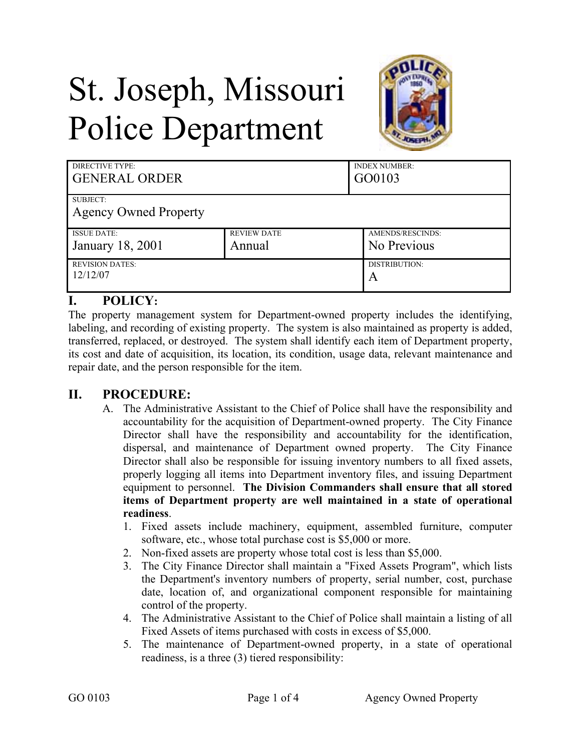# St. Joseph, Missouri Police Department

| DIRECTIVE TYPE: GENERAL ORDER | | INDEX NUMBER: GO0103 |
|---|---|---|
| SUBJECT: Agency Owned Property | | |
| ISSUE DATE: January 18, 2001 | REVIEW DATE Annual | AMENDS/RESCINDS: No Previous |
| REVISION DATES: 12/12/07 | | DISTRIBUTION: A |

## I. POLICY:

The property management system for Department-owned property includes the identifying, labeling, and recording of existing property. The system is also maintained as property is added, transferred, replaced, or destroyed. The system shall identify each item of Department property, its cost and date of acquisition, its location, its condition, usage data, relevant maintenance and repair date, and the person responsible for the item.

## II. PROCEDURE:

A. The Administrative Assistant to the Chief of Police shall have the responsibility and accountability for the acquisition of Department-owned property. The City Finance Director shall have the responsibility and accountability for the identification, dispersal, and maintenance of Department owned property. The City Finance Director shall also be responsible for issuing inventory numbers to all fixed assets, properly logging all items into Department inventory files, and issuing Department equipment to personnel. **The Division Commanders shall ensure that all stored items of Department property are well maintained in a state of operational readiness**.

1. Fixed assets include machinery, equipment, assembled furniture, computer software, etc., whose total purchase cost is $5,000 or more.
2. Non-fixed assets are property whose total cost is less than $5,000.
3. The City Finance Director shall maintain a "Fixed Assets Program", which lists the Department's inventory numbers of property, serial number, cost, purchase date, location of, and organizational component responsible for maintaining control of the property.
4. The Administrative Assistant to the Chief of Police shall maintain a listing of all Fixed Assets of items purchased with costs in excess of $5,000.
5. The maintenance of Department-owned property, in a state of operational readiness, is a three (3) tiered responsibility: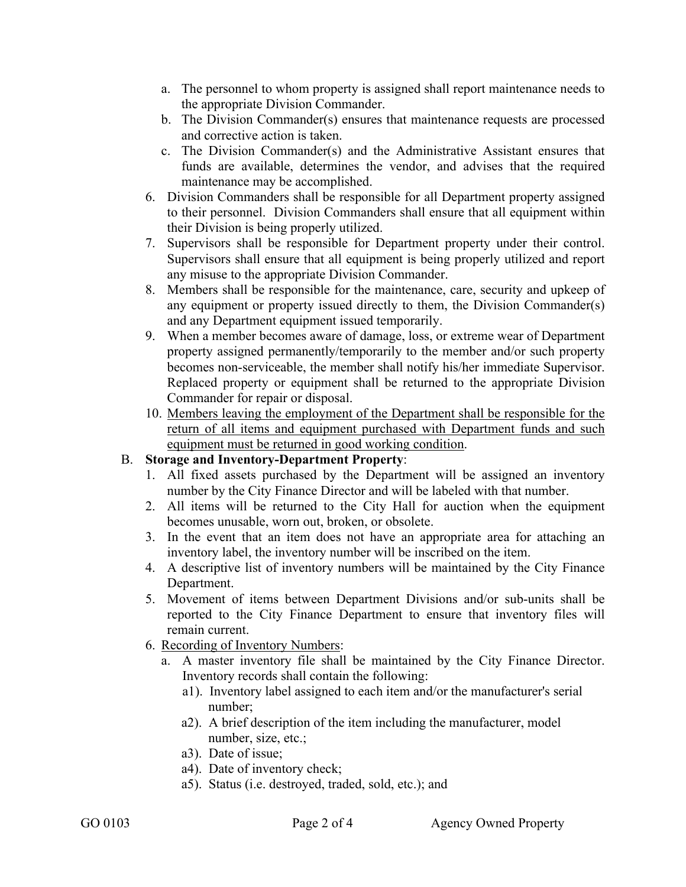a. The personnel to whom property is assigned shall report maintenance needs to the appropriate Division Commander.
   b. The Division Commander(s) ensures that maintenance requests are processed and corrective action is taken.
   c. The Division Commander(s) and the Administrative Assistant ensures that funds are available, determines the vendor, and advises that the required maintenance may be accomplished.
6. Division Commanders shall be responsible for all Department property assigned to their personnel. Division Commanders shall ensure that all equipment within their Division is being properly utilized.
7. Supervisors shall be responsible for Department property under their control. Supervisors shall ensure that all equipment is being properly utilized and report any misuse to the appropriate Division Commander.
8. Members shall be responsible for the maintenance, care, security and upkeep of any equipment or property issued directly to them, the Division Commander(s) and any Department equipment issued temporarily.
9. When a member becomes aware of damage, loss, or extreme wear of Department property assigned permanently/temporarily to the member and/or such property becomes non-serviceable, the member shall notify his/her immediate Supervisor. Replaced property or equipment shall be returned to the appropriate Division Commander for repair or disposal.
10. <u>Members leaving the employment of the Department shall be responsible for the return of all items and equipment purchased with Department funds and such equipment must be returned in good working condition</u>.

B. **Storage and Inventory-Department Property**:
1. All fixed assets purchased by the Department will be assigned an inventory number by the City Finance Director and will be labeled with that number.
2. All items will be returned to the City Hall for auction when the equipment becomes unusable, worn out, broken, or obsolete.
3. In the event that an item does not have an appropriate area for attaching an inventory label, the inventory number will be inscribed on the item.
4. A descriptive list of inventory numbers will be maintained by the City Finance Department.
5. Movement of items between Department Divisions and/or sub-units shall be reported to the City Finance Department to ensure that inventory files will remain current.
6. <u>Recording of Inventory Numbers</u>:
   a. A master inventory file shall be maintained by the City Finance Director. Inventory records shall contain the following:
      a1). Inventory label assigned to each item and/or the manufacturer's serial number;
      a2). A brief description of the item including the manufacturer, model number, size, etc.;
      a3). Date of issue;
      a4). Date of inventory check;
      a5). Status (i.e. destroyed, traded, sold, etc.); and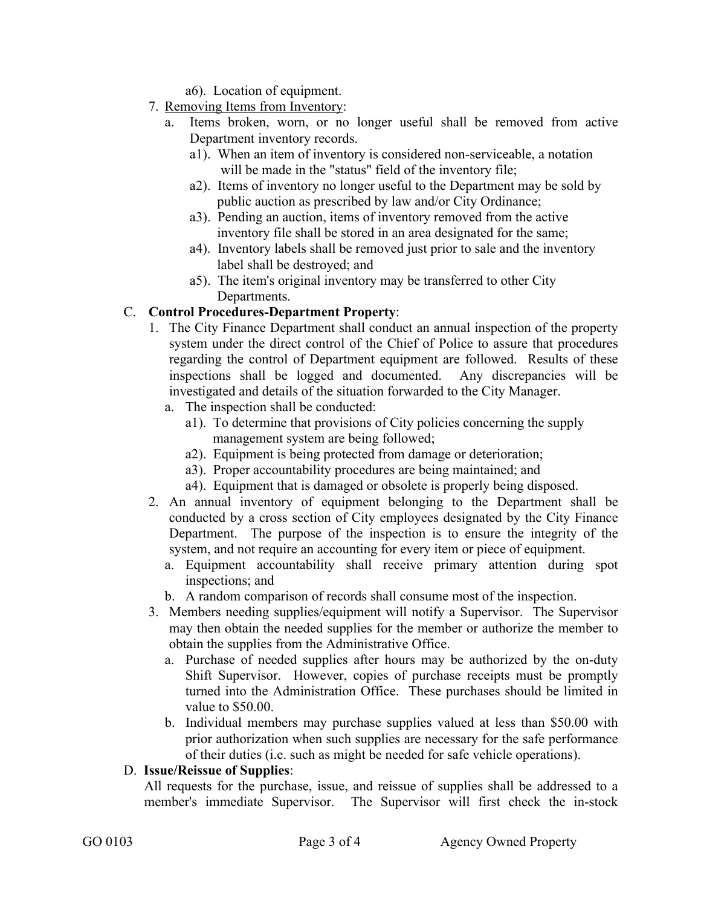a6). Location of equipment.

7. Removing Items from Inventory:
   a. Items broken, worn, or no longer useful shall be removed from active Department inventory records.
      a1). When an item of inventory is considered non-serviceable, a notation will be made in the "status" field of the inventory file;
      a2). Items of inventory no longer useful to the Department may be sold by public auction as prescribed by law and/or City Ordinance;
      a3). Pending an auction, items of inventory removed from the active inventory file shall be stored in an area designated for the same;
      a4). Inventory labels shall be removed just prior to sale and the inventory label shall be destroyed; and
      a5). The item's original inventory may be transferred to other City Departments.

C. **Control Procedures-Department Property**:

1. The City Finance Department shall conduct an annual inspection of the property system under the direct control of the Chief of Police to assure that procedures regarding the control of Department equipment are followed. Results of these inspections shall be logged and documented. Any discrepancies will be investigated and details of the situation forwarded to the City Manager.
   a. The inspection shall be conducted:
      a1). To determine that provisions of City policies concerning the supply management system are being followed;
      a2). Equipment is being protected from damage or deterioration;
      a3). Proper accountability procedures are being maintained; and
      a4). Equipment that is damaged or obsolete is properly being disposed.
2. An annual inventory of equipment belonging to the Department shall be conducted by a cross section of City employees designated by the City Finance Department. The purpose of the inspection is to ensure the integrity of the system, and not require an accounting for every item or piece of equipment.
   a. Equipment accountability shall receive primary attention during spot inspections; and
   b. A random comparison of records shall consume most of the inspection.
3. Members needing supplies/equipment will notify a Supervisor. The Supervisor may then obtain the needed supplies for the member or authorize the member to obtain the supplies from the Administrative Office.
   a. Purchase of needed supplies after hours may be authorized by the on-duty Shift Supervisor. However, copies of purchase receipts must be promptly turned into the Administration Office. These purchases should be limited in value to $50.00.
   b. Individual members may purchase supplies valued at less than $50.00 with prior authorization when such supplies are necessary for the safe performance of their duties (i.e. such as might be needed for safe vehicle operations).

D. **Issue/Reissue of Supplies**:

All requests for the purchase, issue, and reissue of supplies shall be addressed to a member's immediate Supervisor. The Supervisor will first check the in-stock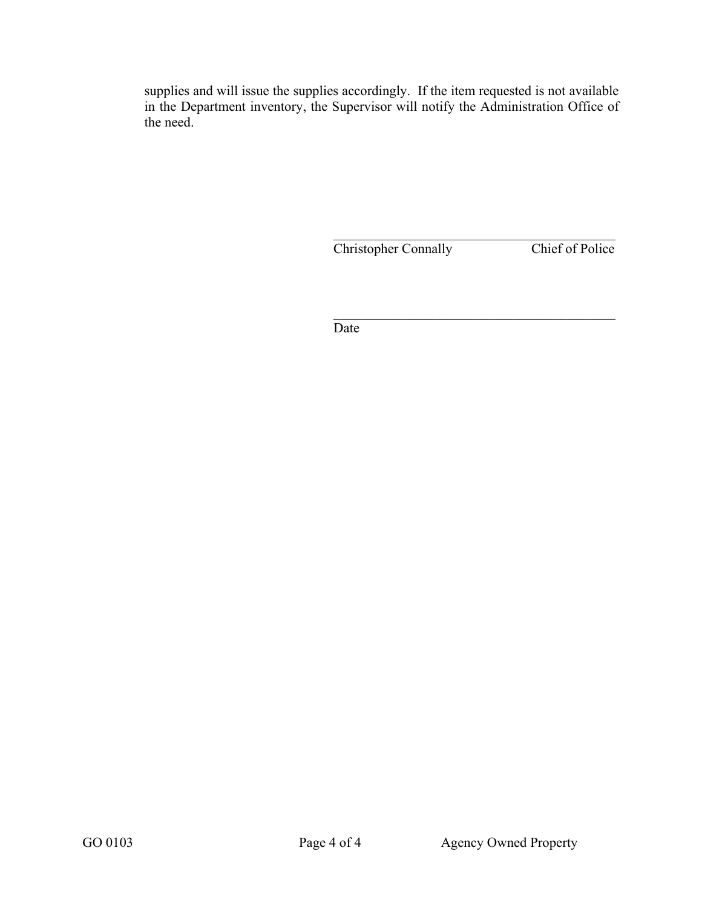supplies and will issue the supplies accordingly. If the item requested is not available in the Department inventory, the Supervisor will notify the Administration Office of the need.

\_\_\_\_\_\_\_\_\_\_\_\_\_\_\_\_\_\_\_\_\_\_\_\_\_\_\_\_\_\_\_\_\_\_\_\_\_\_\_\_
Christopher Connally Chief of Police

\_\_\_\_\_\_\_\_\_\_\_\_\_\_\_\_\_\_\_\_\_\_\_\_\_\_\_\_\_\_\_\_\_\_\_\_\_\_\_\_
Date